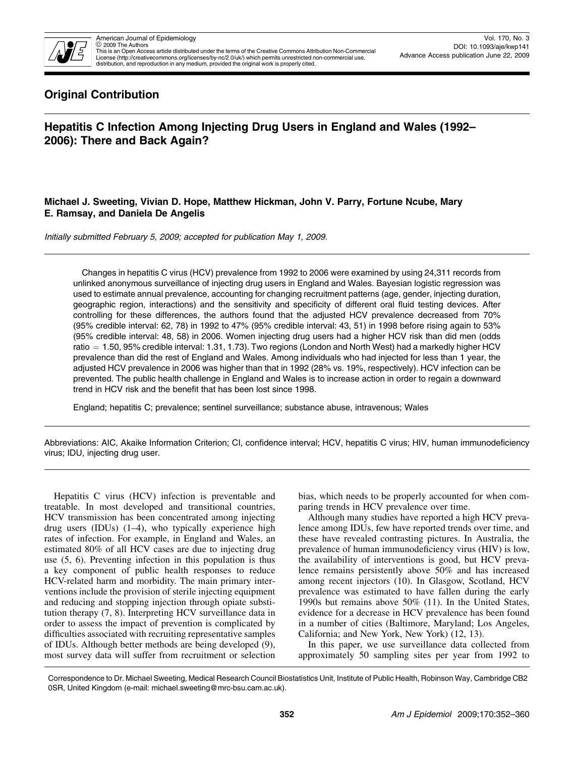American Journal of Epidemiology
© 2009 The Authors
This is an Open Access article distributed under the terms of the Creative Commons Attribution Non-Commercial License (http://creativecommons.org/licenses/by-nc/2.0/uk/) which permits unrestricted non-commercial use, distribution, and reproduction in any medium, provided the original work is properly cited.

Vol. 170, No. 3
DOI: 10.1093/aje/kwp141
Advance Access publication June 22, 2009

## Original Contribution

# Hepatitis C Infection Among Injecting Drug Users in England and Wales (1992–2006): There and Back Again?

**Michael J. Sweeting, Vivian D. Hope, Matthew Hickman, John V. Parry, Fortune Ncube, Mary E. Ramsay, and Daniela De Angelis**

*Initially submitted February 5, 2009; accepted for publication May 1, 2009.*

Changes in hepatitis C virus (HCV) prevalence from 1992 to 2006 were examined by using 24,311 records from unlinked anonymous surveillance of injecting drug users in England and Wales. Bayesian logistic regression was used to estimate annual prevalence, accounting for changing recruitment patterns (age, gender, injecting duration, geographic region, interactions) and the sensitivity and specificity of different oral fluid testing devices. After controlling for these differences, the authors found that the adjusted HCV prevalence decreased from 70% (95% credible interval: 62, 78) in 1992 to 47% (95% credible interval: 43, 51) in 1998 before rising again to 53% (95% credible interval: 48, 58) in 2006. Women injecting drug users had a higher HCV risk than did men (odds ratio = 1.50, 95% credible interval: 1.31, 1.73). Two regions (London and North West) had a markedly higher HCV prevalence than did the rest of England and Wales. Among individuals who had injected for less than 1 year, the adjusted HCV prevalence in 2006 was higher than that in 1992 (28% vs. 19%, respectively). HCV infection can be prevented. The public health challenge in England and Wales is to increase action in order to regain a downward trend in HCV risk and the benefit that has been lost since 1998.

England; hepatitis C; prevalence; sentinel surveillance; substance abuse, intravenous; Wales

Abbreviations: AIC, Akaike Information Criterion; CI, confidence interval; HCV, hepatitis C virus; HIV, human immunodeficiency virus; IDU, injecting drug user.

Hepatitis C virus (HCV) infection is preventable and treatable. In most developed and transitional countries, HCV transmission has been concentrated among injecting drug users (IDUs) (1–4), who typically experience high rates of infection. For example, in England and Wales, an estimated 80% of all HCV cases are due to injecting drug use (5, 6). Preventing infection in this population is thus a key component of public health responses to reduce HCV-related harm and morbidity. The main primary interventions include the provision of sterile injecting equipment and reducing and stopping injection through opiate substitution therapy (7, 8). Interpreting HCV surveillance data in order to assess the impact of prevention is complicated by difficulties associated with recruiting representative samples of IDUs. Although better methods are being developed (9), most survey data will suffer from recruitment or selection bias, which needs to be properly accounted for when comparing trends in HCV prevalence over time.

Although many studies have reported a high HCV prevalence among IDUs, few have reported trends over time, and these have revealed contrasting pictures. In Australia, the prevalence of human immunodeficiency virus (HIV) is low, the availability of interventions is good, but HCV prevalence remains persistently above 50% and has increased among recent injectors (10). In Glasgow, Scotland, HCV prevalence was estimated to have fallen during the early 1990s but remains above 50% (11). In the United States, evidence for a decrease in HCV prevalence has been found in a number of cities (Baltimore, Maryland; Los Angeles, California; and New York, New York) (12, 13).

In this paper, we use surveillance data collected from approximately 50 sampling sites per year from 1992 to

Correspondence to Dr. Michael Sweeting, Medical Research Council Biostatistics Unit, Institute of Public Health, Robinson Way, Cambridge CB2 0SR, United Kingdom (e-mail: michael.sweeting@mrc-bsu.cam.ac.uk).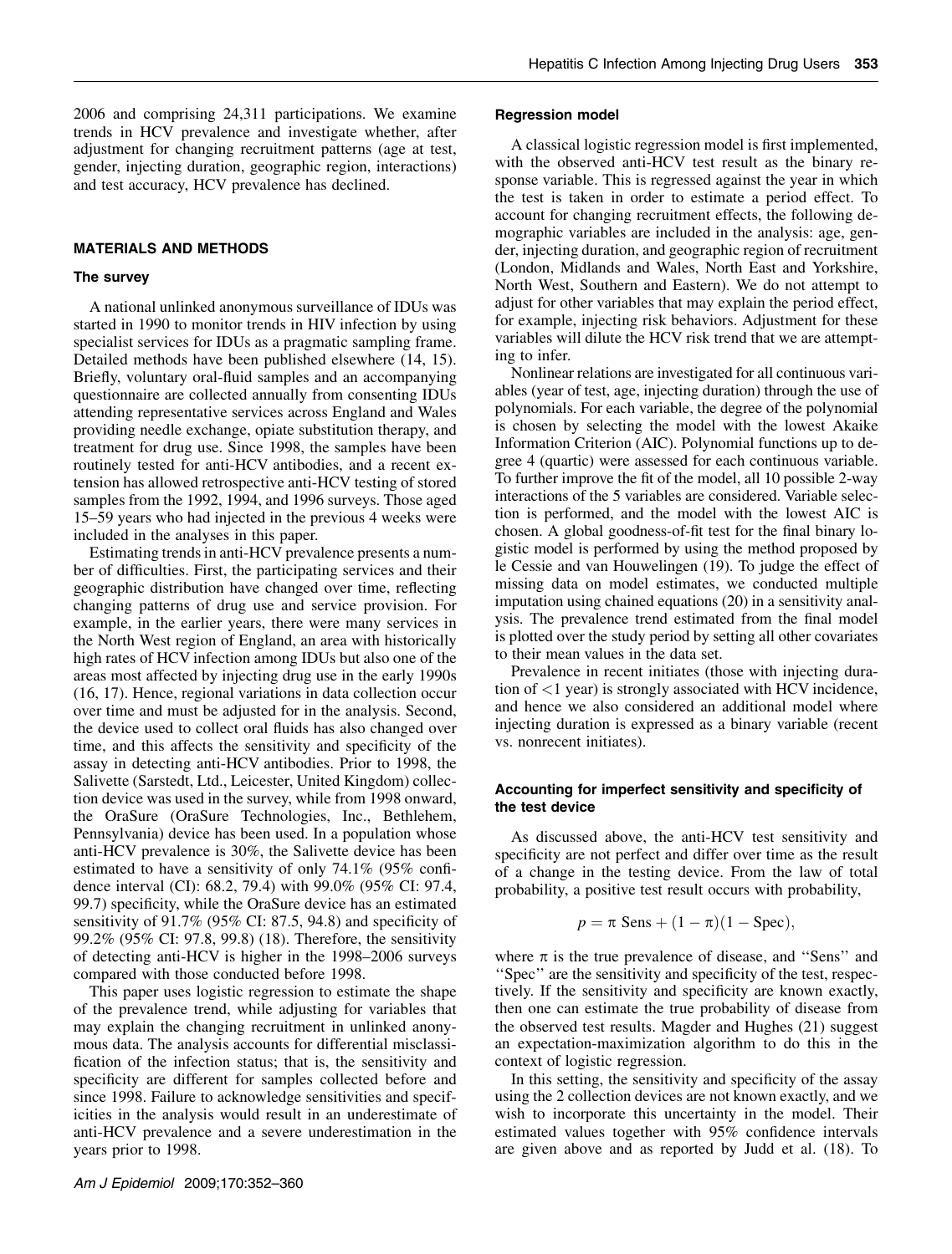2006 and comprising 24,311 participations. We examine trends in HCV prevalence and investigate whether, after adjustment for changing recruitment patterns (age at test, gender, injecting duration, geographic region, interactions) and test accuracy, HCV prevalence has declined.

## MATERIALS AND METHODS

### The survey

A national unlinked anonymous surveillance of IDUs was started in 1990 to monitor trends in HIV infection by using specialist services for IDUs as a pragmatic sampling frame. Detailed methods have been published elsewhere (14, 15). Briefly, voluntary oral-fluid samples and an accompanying questionnaire are collected annually from consenting IDUs attending representative services across England and Wales providing needle exchange, opiate substitution therapy, and treatment for drug use. Since 1998, the samples have been routinely tested for anti-HCV antibodies, and a recent extension has allowed retrospective anti-HCV testing of stored samples from the 1992, 1994, and 1996 surveys. Those aged 15–59 years who had injected in the previous 4 weeks were included in the analyses in this paper.

Estimating trends in anti-HCV prevalence presents a number of difficulties. First, the participating services and their geographic distribution have changed over time, reflecting changing patterns of drug use and service provision. For example, in the earlier years, there were many services in the North West region of England, an area with historically high rates of HCV infection among IDUs but also one of the areas most affected by injecting drug use in the early 1990s (16, 17). Hence, regional variations in data collection occur over time and must be adjusted for in the analysis. Second, the device used to collect oral fluids has also changed over time, and this affects the sensitivity and specificity of the assay in detecting anti-HCV antibodies. Prior to 1998, the Salivette (Sarstedt, Ltd., Leicester, United Kingdom) collection device was used in the survey, while from 1998 onward, the OraSure (OraSure Technologies, Inc., Bethlehem, Pennsylvania) device has been used. In a population whose anti-HCV prevalence is 30%, the Salivette device has been estimated to have a sensitivity of only 74.1% (95% confidence interval (CI): 68.2, 79.4) with 99.0% (95% CI: 97.4, 99.7) specificity, while the OraSure device has an estimated sensitivity of 91.7% (95% CI: 87.5, 94.8) and specificity of 99.2% (95% CI: 97.8, 99.8) (18). Therefore, the sensitivity of detecting anti-HCV is higher in the 1998–2006 surveys compared with those conducted before 1998.

This paper uses logistic regression to estimate the shape of the prevalence trend, while adjusting for variables that may explain the changing recruitment in unlinked anonymous data. The analysis accounts for differential misclassification of the infection status; that is, the sensitivity and specificity are different for samples collected before and since 1998. Failure to acknowledge sensitivities and specificities in the analysis would result in an underestimate of anti-HCV prevalence and a severe underestimation in the years prior to 1998.

### Regression model

A classical logistic regression model is first implemented, with the observed anti-HCV test result as the binary response variable. This is regressed against the year in which the test is taken in order to estimate a period effect. To account for changing recruitment effects, the following demographic variables are included in the analysis: age, gender, injecting duration, and geographic region of recruitment (London, Midlands and Wales, North East and Yorkshire, North West, Southern and Eastern). We do not attempt to adjust for other variables that may explain the period effect, for example, injecting risk behaviors. Adjustment for these variables will dilute the HCV risk trend that we are attempting to infer.

Nonlinear relations are investigated for all continuous variables (year of test, age, injecting duration) through the use of polynomials. For each variable, the degree of the polynomial is chosen by selecting the model with the lowest Akaike Information Criterion (AIC). Polynomial functions up to degree 4 (quartic) were assessed for each continuous variable. To further improve the fit of the model, all 10 possible 2-way interactions of the 5 variables are considered. Variable selection is performed, and the model with the lowest AIC is chosen. A global goodness-of-fit test for the final binary logistic model is performed by using the method proposed by le Cessie and van Houwelingen (19). To judge the effect of missing data on model estimates, we conducted multiple imputation using chained equations (20) in a sensitivity analysis. The prevalence trend estimated from the final model is plotted over the study period by setting all other covariates to their mean values in the data set.

Prevalence in recent initiates (those with injecting duration of <1 year) is strongly associated with HCV incidence, and hence we also considered an additional model where injecting duration is expressed as a binary variable (recent vs. nonrecent initiates).

### Accounting for imperfect sensitivity and specificity of the test device

As discussed above, the anti-HCV test sensitivity and specificity are not perfect and differ over time as the result of a change in the testing device. From the law of total probability, a positive test result occurs with probability,

$$p = \pi \text{ Sens} + (1 - \pi)(1 - \text{Spec}),$$

where $\pi$ is the true prevalence of disease, and "Sens" and "Spec" are the sensitivity and specificity of the test, respectively. If the sensitivity and specificity are known exactly, then one can estimate the true probability of disease from the observed test results. Magder and Hughes (21) suggest an expectation-maximization algorithm to do this in the context of logistic regression.

In this setting, the sensitivity and specificity of the assay using the 2 collection devices are not known exactly, and we wish to incorporate this uncertainty in the model. Their estimated values together with 95% confidence intervals are given above and as reported by Judd et al. (18). To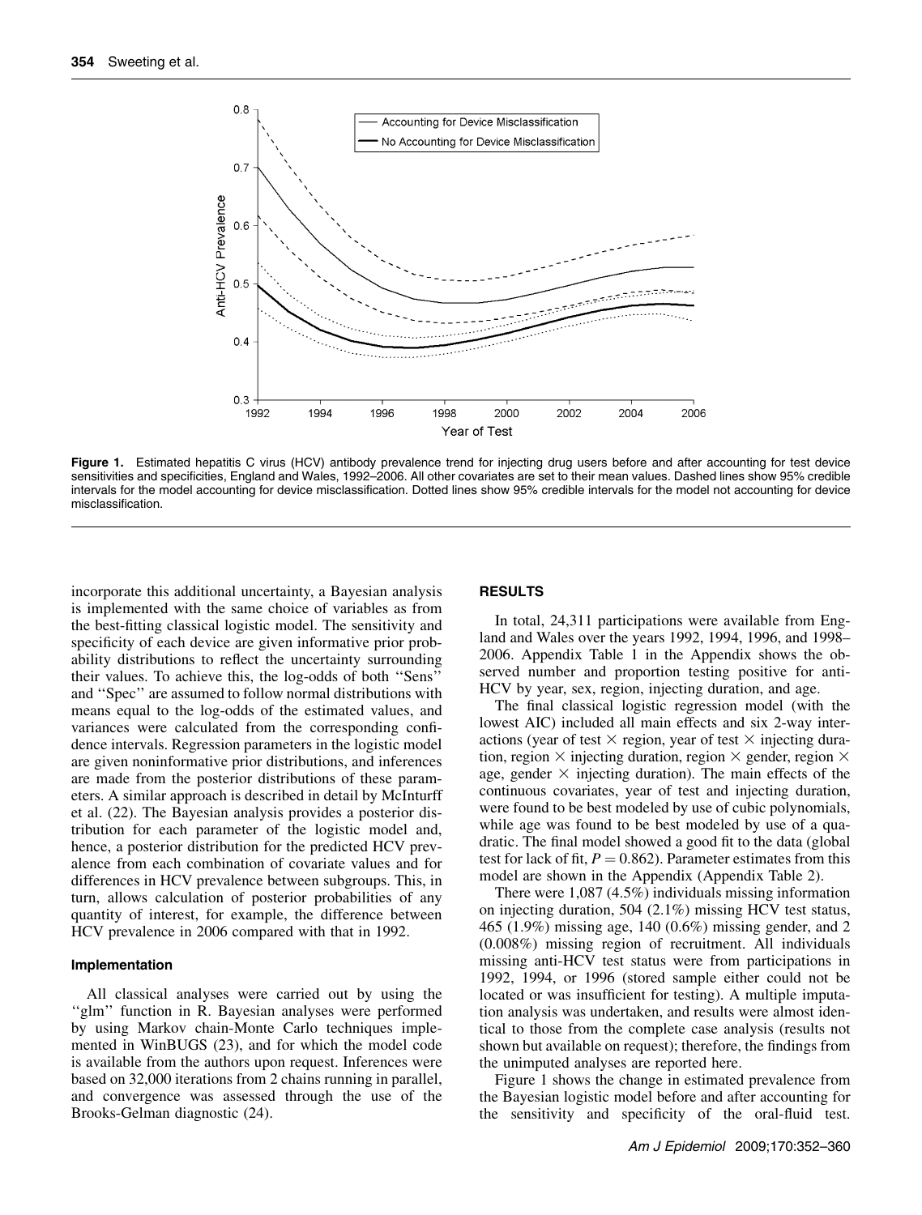Figure 1. Estimated hepatitis C virus (HCV) antibody prevalence trend for injecting drug users before and after accounting for test device sensitivities and specificities, England and Wales, 1992–2006. All other covariates are set to their mean values. Dashed lines show 95% credible intervals for the model accounting for device misclassification. Dotted lines show 95% credible intervals for the model not accounting for device misclassification.

incorporate this additional uncertainty, a Bayesian analysis is implemented with the same choice of variables as from the best-fitting classical logistic model. The sensitivity and specificity of each device are given informative prior probability distributions to reflect the uncertainty surrounding their values. To achieve this, the log-odds of both ''Sens'' and ''Spec'' are assumed to follow normal distributions with means equal to the log-odds of the estimated values, and variances were calculated from the corresponding confidence intervals. Regression parameters in the logistic model are given noninformative prior distributions, and inferences are made from the posterior distributions of these parameters. A similar approach is described in detail by McInturff et al. (22). The Bayesian analysis provides a posterior distribution for each parameter of the logistic model and, hence, a posterior distribution for the predicted HCV prevalence from each combination of covariate values and for differences in HCV prevalence between subgroups. This, in turn, allows calculation of posterior probabilities of any quantity of interest, for example, the difference between HCV prevalence in 2006 compared with that in 1992.

### Implementation

All classical analyses were carried out by using the ''glm'' function in R. Bayesian analyses were performed by using Markov chain-Monte Carlo techniques implemented in WinBUGS (23), and for which the model code is available from the authors upon request. Inferences were based on 32,000 iterations from 2 chains running in parallel, and convergence was assessed through the use of the Brooks-Gelman diagnostic (24).

## RESULTS

In total, 24,311 participations were available from England and Wales over the years 1992, 1994, 1996, and 1998–2006. Appendix Table 1 in the Appendix shows the observed number and proportion testing positive for anti-HCV by year, sex, region, injecting duration, and age.

The final classical logistic regression model (with the lowest AIC) included all main effects and six 2-way interactions (year of test × region, year of test × injecting duration, region × injecting duration, region × gender, region × age, gender × injecting duration). The main effects of the continuous covariates, year of test and injecting duration, were found to be best modeled by use of cubic polynomials, while age was found to be best modeled by use of a quadratic. The final model showed a good fit to the data (global test for lack of fit, $P = 0.862$). Parameter estimates from this model are shown in the Appendix (Appendix Table 2).

There were 1,087 (4.5%) individuals missing information on injecting duration, 504 (2.1%) missing HCV test status, 465 (1.9%) missing age, 140 (0.6%) missing gender, and 2 (0.008%) missing region of recruitment. All individuals missing anti-HCV test status were from participations in 1992, 1994, or 1996 (stored sample either could not be located or was insufficient for testing). A multiple imputation analysis was undertaken, and results were almost identical to those from the complete case analysis (results not shown but available on request); therefore, the findings from the unimputed analyses are reported here.

Figure 1 shows the change in estimated prevalence from the Bayesian logistic model before and after accounting for the sensitivity and specificity of the oral-fluid test.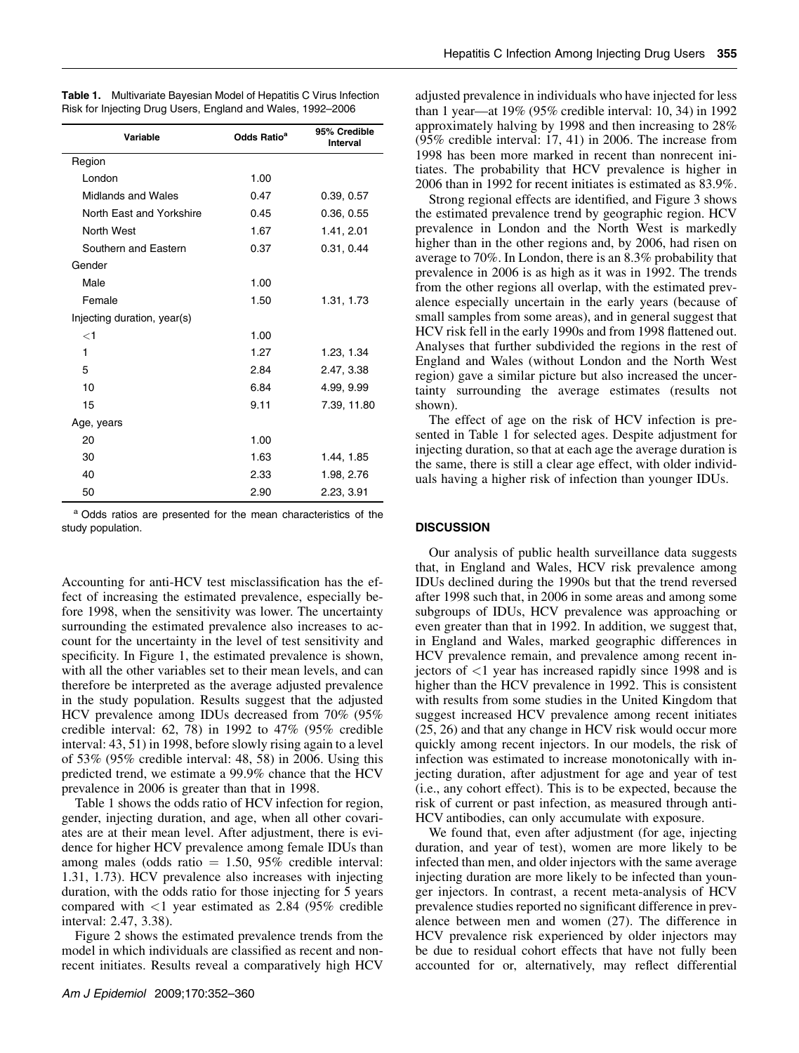**Table 1.** Multivariate Bayesian Model of Hepatitis C Virus Infection Risk for Injecting Drug Users, England and Wales, 1992–2006

| Variable | Odds Ratio[a] | 95% Credible Interval |
|---|---|---|
| Region | | |
| London | 1.00 | |
| Midlands and Wales | 0.47 | 0.39, 0.57 |
| North East and Yorkshire | 0.45 | 0.36, 0.55 |
| North West | 1.67 | 1.41, 2.01 |
| Southern and Eastern | 0.37 | 0.31, 0.44 |
| Gender | | |
| Male | 1.00 | |
| Female | 1.50 | 1.31, 1.73 |
| Injecting duration, year(s) | | |
| <1 | 1.00 | |
| 1 | 1.27 | 1.23, 1.34 |
| 5 | 2.84 | 2.47, 3.38 |
| 10 | 6.84 | 4.99, 9.99 |
| 15 | 9.11 | 7.39, 11.80 |
| Age, years | | |
| 20 | 1.00 | |
| 30 | 1.63 | 1.44, 1.85 |
| 40 | 2.33 | 1.98, 2.76 |
| 50 | 2.90 | 2.23, 3.91 |

[a] Odds ratios are presented for the mean characteristics of the study population.

Accounting for anti-HCV test misclassification has the effect of increasing the estimated prevalence, especially before 1998, when the sensitivity was lower. The uncertainty surrounding the estimated prevalence also increases to account for the uncertainty in the level of test sensitivity and specificity. In Figure 1, the estimated prevalence is shown, with all the other variables set to their mean levels, and can therefore be interpreted as the average adjusted prevalence in the study population. Results suggest that the adjusted HCV prevalence among IDUs decreased from 70% (95% credible interval: 62, 78) in 1992 to 47% (95% credible interval: 43, 51) in 1998, before slowly rising again to a level of 53% (95% credible interval: 48, 58) in 2006. Using this predicted trend, we estimate a 99.9% chance that the HCV prevalence in 2006 is greater than that in 1998.

Table 1 shows the odds ratio of HCV infection for region, gender, injecting duration, and age, when all other covariates are at their mean level. After adjustment, there is evidence for higher HCV prevalence among female IDUs than among males (odds ratio = 1.50, 95% credible interval: 1.31, 1.73). HCV prevalence also increases with injecting duration, with the odds ratio for those injecting for 5 years compared with <1 year estimated as 2.84 (95% credible interval: 2.47, 3.38).

Figure 2 shows the estimated prevalence trends from the model in which individuals are classified as recent and nonrecent initiates. Results reveal a comparatively high HCV adjusted prevalence in individuals who have injected for less than 1 year—at 19% (95% credible interval: 10, 34) in 1992 approximately halving by 1998 and then increasing to 28% (95% credible interval: 17, 41) in 2006. The increase from 1998 has been more marked in recent than nonrecent initiates. The probability that HCV prevalence is higher in 2006 than in 1992 for recent initiates is estimated as 83.9%.

Strong regional effects are identified, and Figure 3 shows the estimated prevalence trend by geographic region. HCV prevalence in London and the North West is markedly higher than in the other regions and, by 2006, had risen on average to 70%. In London, there is an 8.3% probability that prevalence in 2006 is as high as it was in 1992. The trends from the other regions all overlap, with the estimated prevalence especially uncertain in the early years (because of small samples from some areas), and in general suggest that HCV risk fell in the early 1990s and from 1998 flattened out. Analyses that further subdivided the regions in the rest of England and Wales (without London and the North West region) gave a similar picture but also increased the uncertainty surrounding the average estimates (results not shown).

The effect of age on the risk of HCV infection is presented in Table 1 for selected ages. Despite adjustment for injecting duration, so that at each age the average duration is the same, there is still a clear age effect, with older individuals having a higher risk of infection than younger IDUs.

## DISCUSSION

Our analysis of public health surveillance data suggests that, in England and Wales, HCV risk prevalence among IDUs declined during the 1990s but that the trend reversed after 1998 such that, in 2006 in some areas and among some subgroups of IDUs, HCV prevalence was approaching or even greater than that in 1992. In addition, we suggest that, in England and Wales, marked geographic differences in HCV prevalence remain, and prevalence among recent injectors of <1 year has increased rapidly since 1998 and is higher than the HCV prevalence in 1992. This is consistent with results from some studies in the United Kingdom that suggest increased HCV prevalence among recent initiates (25, 26) and that any change in HCV risk would occur more quickly among recent injectors. In our models, the risk of infection was estimated to increase monotonically with injecting duration, after adjustment for age and year of test (i.e., any cohort effect). This is to be expected, because the risk of current or past infection, as measured through anti-HCV antibodies, can only accumulate with exposure.

We found that, even after adjustment (for age, injecting duration, and year of test), women are more likely to be infected than men, and older injectors with the same average injecting duration are more likely to be infected than younger injectors. In contrast, a recent meta-analysis of HCV prevalence studies reported no significant difference in prevalence between men and women (27). The difference in HCV prevalence risk experienced by older injectors may be due to residual cohort effects that have not fully been accounted for or, alternatively, may reflect differential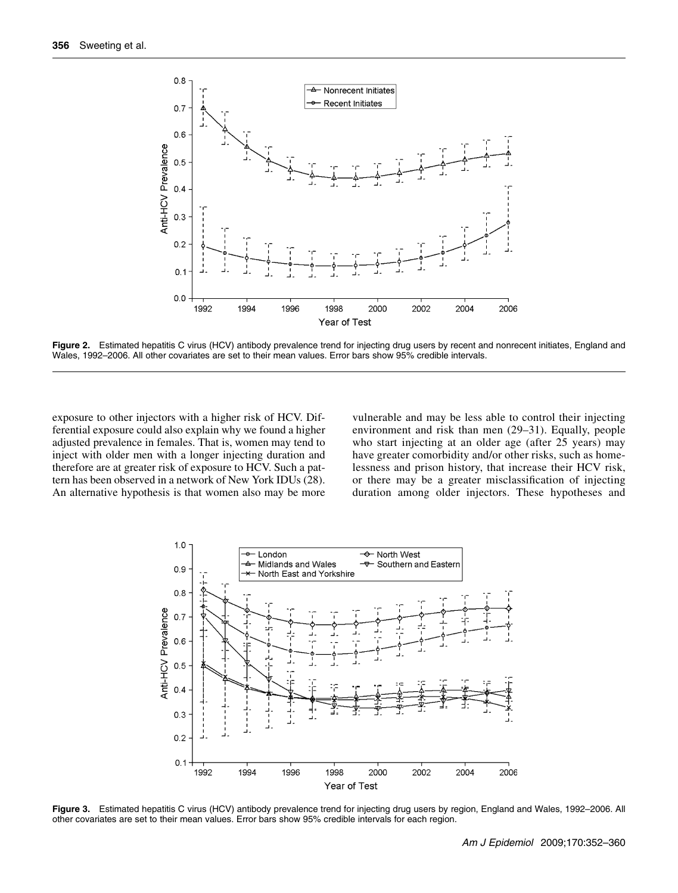Figure 2. Estimated hepatitis C virus (HCV) antibody prevalence trend for injecting drug users by recent and nonrecent initiates, England and Wales, 1992–2006. All other covariates are set to their mean values. Error bars show 95% credible intervals.

exposure to other injectors with a higher risk of HCV. Differential exposure could also explain why we found a higher adjusted prevalence in females. That is, women may tend to inject with older men with a longer injecting duration and therefore are at greater risk of exposure to HCV. Such a pattern has been observed in a network of New York IDUs (28). An alternative hypothesis is that women also may be more vulnerable and may be less able to control their injecting environment and risk than men (29–31). Equally, people who start injecting at an older age (after 25 years) may have greater comorbidity and/or other risks, such as homelessness and prison history, that increase their HCV risk, or there may be a greater misclassification of injecting duration among older injectors. These hypotheses and

Figure 3. Estimated hepatitis C virus (HCV) antibody prevalence trend for injecting drug users by region, England and Wales, 1992–2006. All other covariates are set to their mean values. Error bars show 95% credible intervals for each region.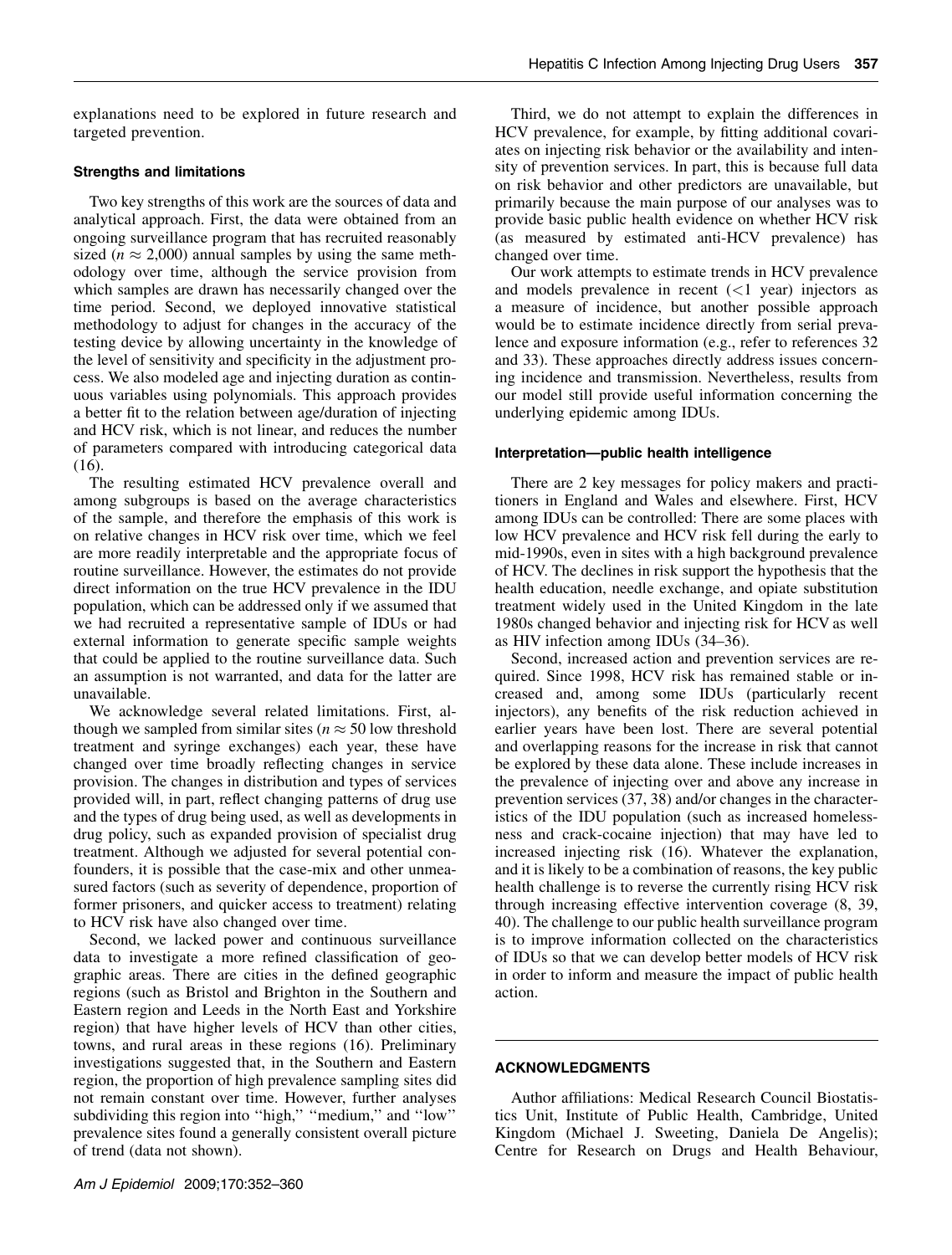explanations need to be explored in future research and targeted prevention.

### Strengths and limitations

Two key strengths of this work are the sources of data and analytical approach. First, the data were obtained from an ongoing surveillance program that has recruited reasonably sized ($n \approx 2{,}000$) annual samples by using the same methodology over time, although the service provision from which samples are drawn has necessarily changed over the time period. Second, we deployed innovative statistical methodology to adjust for changes in the accuracy of the testing device by allowing uncertainty in the knowledge of the level of sensitivity and specificity in the adjustment process. We also modeled age and injecting duration as continuous variables using polynomials. This approach provides a better fit to the relation between age/duration of injecting and HCV risk, which is not linear, and reduces the number of parameters compared with introducing categorical data (16).

The resulting estimated HCV prevalence overall and among subgroups is based on the average characteristics of the sample, and therefore the emphasis of this work is on relative changes in HCV risk over time, which we feel are more readily interpretable and the appropriate focus of routine surveillance. However, the estimates do not provide direct information on the true HCV prevalence in the IDU population, which can be addressed only if we assumed that we had recruited a representative sample of IDUs or had external information to generate specific sample weights that could be applied to the routine surveillance data. Such an assumption is not warranted, and data for the latter are unavailable.

We acknowledge several related limitations. First, although we sampled from similar sites ($n \approx 50$ low threshold treatment and syringe exchanges) each year, these have changed over time broadly reflecting changes in service provision. The changes in distribution and types of services provided will, in part, reflect changing patterns of drug use and the types of drug being used, as well as developments in drug policy, such as expanded provision of specialist drug treatment. Although we adjusted for several potential confounders, it is possible that the case-mix and other unmeasured factors (such as severity of dependence, proportion of former prisoners, and quicker access to treatment) relating to HCV risk have also changed over time.

Second, we lacked power and continuous surveillance data to investigate a more refined classification of geographic areas. There are cities in the defined geographic regions (such as Bristol and Brighton in the Southern and Eastern region and Leeds in the North East and Yorkshire region) that have higher levels of HCV than other cities, towns, and rural areas in these regions (16). Preliminary investigations suggested that, in the Southern and Eastern region, the proportion of high prevalence sampling sites did not remain constant over time. However, further analyses subdividing this region into "high," "medium," and "low" prevalence sites found a generally consistent overall picture of trend (data not shown).

Third, we do not attempt to explain the differences in HCV prevalence, for example, by fitting additional covariates on injecting risk behavior or the availability and intensity of prevention services. In part, this is because full data on risk behavior and other predictors are unavailable, but primarily because the main purpose of our analyses was to provide basic public health evidence on whether HCV risk (as measured by estimated anti-HCV prevalence) has changed over time.

Our work attempts to estimate trends in HCV prevalence and models prevalence in recent (<1 year) injectors as a measure of incidence, but another possible approach would be to estimate incidence directly from serial prevalence and exposure information (e.g., refer to references 32 and 33). These approaches directly address issues concerning incidence and transmission. Nevertheless, results from our model still provide useful information concerning the underlying epidemic among IDUs.

### Interpretation—public health intelligence

There are 2 key messages for policy makers and practitioners in England and Wales and elsewhere. First, HCV among IDUs can be controlled: There are some places with low HCV prevalence and HCV risk fell during the early to mid-1990s, even in sites with a high background prevalence of HCV. The declines in risk support the hypothesis that the health education, needle exchange, and opiate substitution treatment widely used in the United Kingdom in the late 1980s changed behavior and injecting risk for HCV as well as HIV infection among IDUs (34–36).

Second, increased action and prevention services are required. Since 1998, HCV risk has remained stable or increased and, among some IDUs (particularly recent injectors), any benefits of the risk reduction achieved in earlier years have been lost. There are several potential and overlapping reasons for the increase in risk that cannot be explored by these data alone. These include increases in the prevalence of injecting over and above any increase in prevention services (37, 38) and/or changes in the characteristics of the IDU population (such as increased homelessness and crack-cocaine injection) that may have led to increased injecting risk (16). Whatever the explanation, and it is likely to be a combination of reasons, the key public health challenge is to reverse the currently rising HCV risk through increasing effective intervention coverage (8, 39, 40). The challenge to our public health surveillance program is to improve information collected on the characteristics of IDUs so that we can develop better models of HCV risk in order to inform and measure the impact of public health action.

## ACKNOWLEDGMENTS

Author affiliations: Medical Research Council Biostatistics Unit, Institute of Public Health, Cambridge, United Kingdom (Michael J. Sweeting, Daniela De Angelis); Centre for Research on Drugs and Health Behaviour,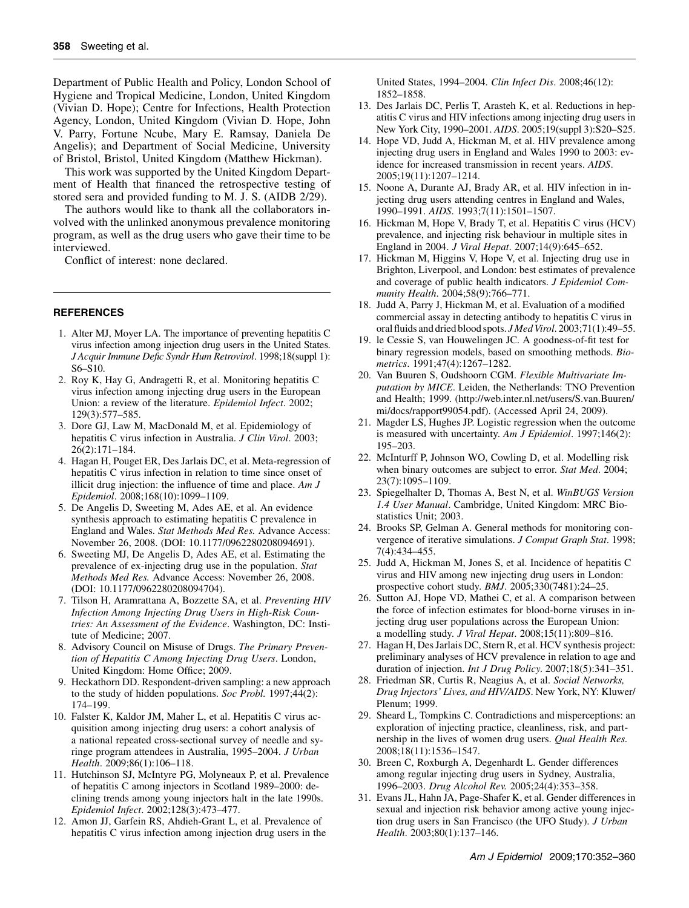Department of Public Health and Policy, London School of Hygiene and Tropical Medicine, London, United Kingdom (Vivian D. Hope); Centre for Infections, Health Protection Agency, London, United Kingdom (Vivian D. Hope, John V. Parry, Fortune Ncube, Mary E. Ramsay, Daniela De Angelis); and Department of Social Medicine, University of Bristol, Bristol, United Kingdom (Matthew Hickman).

This work was supported by the United Kingdom Department of Health that financed the retrospective testing of stored sera and provided funding to M. J. S. (AIDB 2/29).

The authors would like to thank all the collaborators involved with the unlinked anonymous prevalence monitoring program, as well as the drug users who gave their time to be interviewed.

Conflict of interest: none declared.

## REFERENCES

1. Alter MJ, Moyer LA. The importance of preventing hepatitis C virus infection among injection drug users in the United States. *J Acquir Immune Defic Syndr Hum Retrovirol*. 1998;18(suppl 1): S6–S10.
2. Roy K, Hay G, Andragetti R, et al. Monitoring hepatitis C virus infection among injecting drug users in the European Union: a review of the literature. *Epidemiol Infect*. 2002; 129(3):577–585.
3. Dore GJ, Law M, MacDonald M, et al. Epidemiology of hepatitis C virus infection in Australia. *J Clin Virol*. 2003; 26(2):171–184.
4. Hagan H, Pouget ER, Des Jarlais DC, et al. Meta-regression of hepatitis C virus infection in relation to time since onset of illicit drug injection: the influence of time and place. *Am J Epidemiol*. 2008;168(10):1099–1109.
5. De Angelis D, Sweeting M, Ades AE, et al. An evidence synthesis approach to estimating hepatitis C prevalence in England and Wales. *Stat Methods Med Res.* Advance Access: November 26, 2008. (DOI: 10.1177/0962280208094691).
6. Sweeting MJ, De Angelis D, Ades AE, et al. Estimating the prevalence of ex-injecting drug use in the population. *Stat Methods Med Res.* Advance Access: November 26, 2008. (DOI: 10.1177/0962280208094704).
7. Tilson H, Aramrattana A, Bozzette SA, et al. *Preventing HIV Infection Among Injecting Drug Users in High-Risk Countries: An Assessment of the Evidence*. Washington, DC: Institute of Medicine; 2007.
8. Advisory Council on Misuse of Drugs. *The Primary Prevention of Hepatitis C Among Injecting Drug Users*. London, United Kingdom: Home Office; 2009.
9. Heckathorn DD. Respondent-driven sampling: a new approach to the study of hidden populations. *Soc Probl.* 1997;44(2): 174–199.
10. Falster K, Kaldor JM, Maher L, et al. Hepatitis C virus acquisition among injecting drug users: a cohort analysis of a national repeated cross-sectional survey of needle and syringe program attendees in Australia, 1995–2004. *J Urban Health*. 2009;86(1):106–118.
11. Hutchinson SJ, McIntyre PG, Molyneaux P, et al. Prevalence of hepatitis C among injectors in Scotland 1989–2000: declining trends among young injectors halt in the late 1990s. *Epidemiol Infect*. 2002;128(3):473–477.
12. Amon JJ, Garfein RS, Ahdieh-Grant L, et al. Prevalence of hepatitis C virus infection among injection drug users in the United States, 1994–2004. *Clin Infect Dis*. 2008;46(12): 1852–1858.
13. Des Jarlais DC, Perlis T, Arasteh K, et al. Reductions in hepatitis C virus and HIV infections among injecting drug users in New York City, 1990–2001. *AIDS*. 2005;19(suppl 3):S20–S25.
14. Hope VD, Judd A, Hickman M, et al. HIV prevalence among injecting drug users in England and Wales 1990 to 2003: evidence for increased transmission in recent years. *AIDS*. 2005;19(11):1207–1214.
15. Noone A, Durante AJ, Brady AR, et al. HIV infection in injecting drug users attending centres in England and Wales, 1990–1991. *AIDS*. 1993;7(11):1501–1507.
16. Hickman M, Hope V, Brady T, et al. Hepatitis C virus (HCV) prevalence, and injecting risk behaviour in multiple sites in England in 2004. *J Viral Hepat*. 2007;14(9):645–652.
17. Hickman M, Higgins V, Hope V, et al. Injecting drug use in Brighton, Liverpool, and London: best estimates of prevalence and coverage of public health indicators. *J Epidemiol Community Health*. 2004;58(9):766–771.
18. Judd A, Parry J, Hickman M, et al. Evaluation of a modified commercial assay in detecting antibody to hepatitis C virus in oral fluids and dried blood spots. *J Med Virol*. 2003;71(1):49–55.
19. le Cessie S, van Houwelingen JC. A goodness-of-fit test for binary regression models, based on smoothing methods. *Biometrics*. 1991;47(4):1267–1282.
20. Van Buuren S, Oudshoorn CGM. *Flexible Multivariate Imputation by MICE*. Leiden, the Netherlands: TNO Prevention and Health; 1999. (http://web.inter.nl.net/users/S.van.Buuren/mi/docs/rapport99054.pdf). (Accessed April 24, 2009).
21. Magder LS, Hughes JP. Logistic regression when the outcome is measured with uncertainty. *Am J Epidemiol*. 1997;146(2): 195–203.
22. McInturff P, Johnson WO, Cowling D, et al. Modelling risk when binary outcomes are subject to error. *Stat Med*. 2004; 23(7):1095–1109.
23. Spiegelhalter D, Thomas A, Best N, et al. *WinBUGS Version 1.4 User Manual*. Cambridge, United Kingdom: MRC Biostatistics Unit; 2003.
24. Brooks SP, Gelman A. General methods for monitoring convergence of iterative simulations. *J Comput Graph Stat*. 1998; 7(4):434–455.
25. Judd A, Hickman M, Jones S, et al. Incidence of hepatitis C virus and HIV among new injecting drug users in London: prospective cohort study. *BMJ*. 2005;330(7481):24–25.
26. Sutton AJ, Hope VD, Mathei C, et al. A comparison between the force of infection estimates for blood-borne viruses in injecting drug user populations across the European Union: a modelling study. *J Viral Hepat*. 2008;15(11):809–816.
27. Hagan H, Des Jarlais DC, Stern R, et al. HCV synthesis project: preliminary analyses of HCV prevalence in relation to age and duration of injection. *Int J Drug Policy*. 2007;18(5):341–351.
28. Friedman SR, Curtis R, Neagius A, et al. *Social Networks, Drug Injectors' Lives, and HIV/AIDS*. New York, NY: Kluwer/ Plenum; 1999.
29. Sheard L, Tompkins C. Contradictions and misperceptions: an exploration of injecting practice, cleanliness, risk, and partnership in the lives of women drug users. *Qual Health Res.* 2008;18(11):1536–1547.
30. Breen C, Roxburgh A, Degenhardt L. Gender differences among regular injecting drug users in Sydney, Australia, 1996–2003. *Drug Alcohol Rev.* 2005;24(4):353–358.
31. Evans JL, Hahn JA, Page-Shafer K, et al. Gender differences in sexual and injection risk behavior among active young injection drug users in San Francisco (the UFO Study). *J Urban Health*. 2003;80(1):137–146.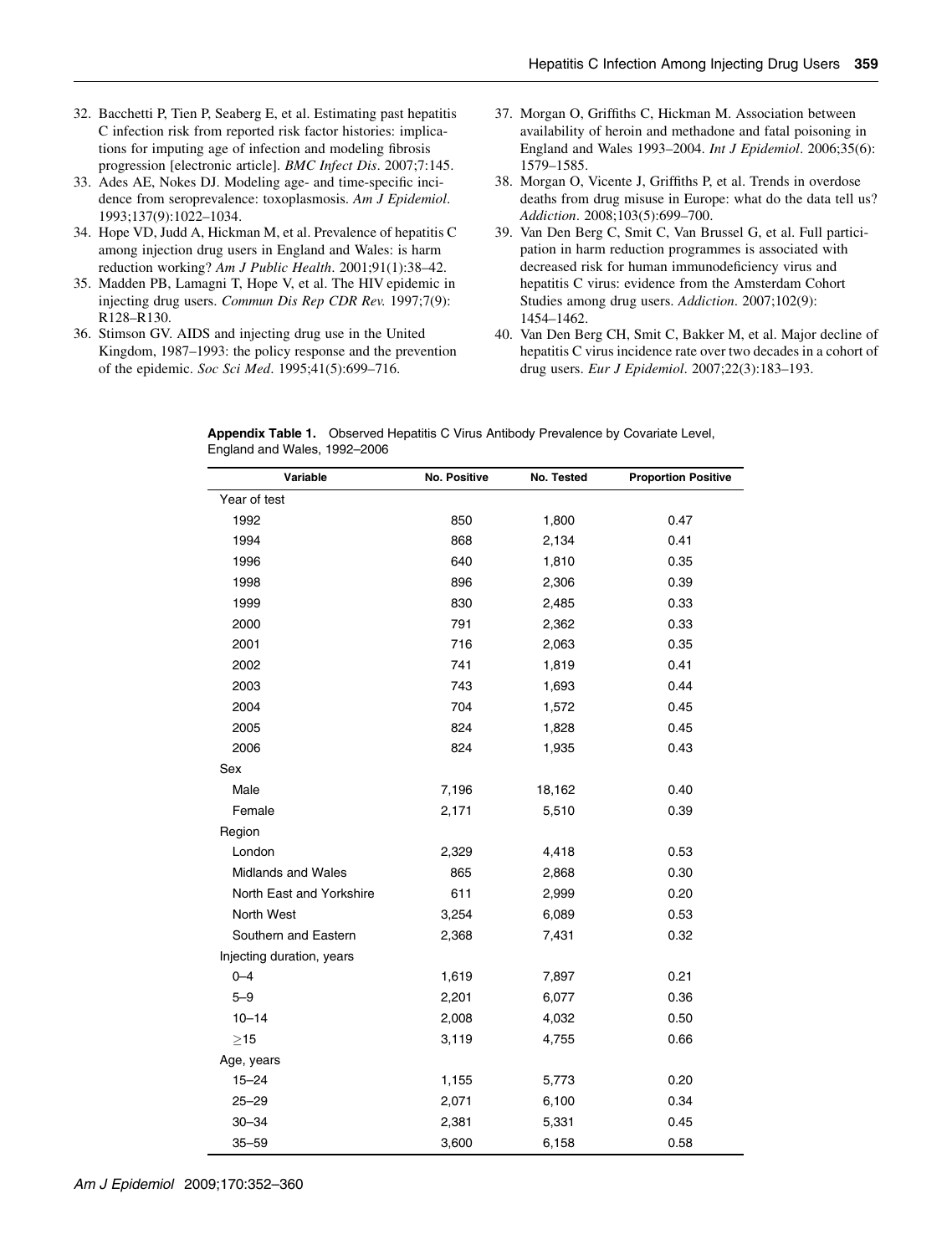32. Bacchetti P, Tien P, Seaberg E, et al. Estimating past hepatitis C infection risk from reported risk factor histories: implications for imputing age of infection and modeling fibrosis progression [electronic article]. *BMC Infect Dis*. 2007;7:145.
33. Ades AE, Nokes DJ. Modeling age- and time-specific incidence from seroprevalence: toxoplasmosis. *Am J Epidemiol*. 1993;137(9):1022–1034.
34. Hope VD, Judd A, Hickman M, et al. Prevalence of hepatitis C among injection drug users in England and Wales: is harm reduction working? *Am J Public Health*. 2001;91(1):38–42.
35. Madden PB, Lamagni T, Hope V, et al. The HIV epidemic in injecting drug users. *Commun Dis Rep CDR Rev*. 1997;7(9): R128–R130.
36. Stimson GV. AIDS and injecting drug use in the United Kingdom, 1987–1993: the policy response and the prevention of the epidemic. *Soc Sci Med*. 1995;41(5):699–716.
37. Morgan O, Griffiths C, Hickman M. Association between availability of heroin and methadone and fatal poisoning in England and Wales 1993–2004. *Int J Epidemiol*. 2006;35(6): 1579–1585.
38. Morgan O, Vicente J, Griffiths P, et al. Trends in overdose deaths from drug misuse in Europe: what do the data tell us? *Addiction*. 2008;103(5):699–700.
39. Van Den Berg C, Smit C, Van Brussel G, et al. Full participation in harm reduction programmes is associated with decreased risk for human immunodeficiency virus and hepatitis C virus: evidence from the Amsterdam Cohort Studies among drug users. *Addiction*. 2007;102(9): 1454–1462.
40. Van Den Berg CH, Smit C, Bakker M, et al. Major decline of hepatitis C virus incidence rate over two decades in a cohort of drug users. *Eur J Epidemiol*. 2007;22(3):183–193.

**Appendix Table 1.** Observed Hepatitis C Virus Antibody Prevalence by Covariate Level, England and Wales, 1992–2006

| Variable | No. Positive | No. Tested | Proportion Positive |
|---|---|---|---|
| Year of test | | | |
| 1992 | 850 | 1,800 | 0.47 |
| 1994 | 868 | 2,134 | 0.41 |
| 1996 | 640 | 1,810 | 0.35 |
| 1998 | 896 | 2,306 | 0.39 |
| 1999 | 830 | 2,485 | 0.33 |
| 2000 | 791 | 2,362 | 0.33 |
| 2001 | 716 | 2,063 | 0.35 |
| 2002 | 741 | 1,819 | 0.41 |
| 2003 | 743 | 1,693 | 0.44 |
| 2004 | 704 | 1,572 | 0.45 |
| 2005 | 824 | 1,828 | 0.45 |
| 2006 | 824 | 1,935 | 0.43 |
| Sex | | | |
| Male | 7,196 | 18,162 | 0.40 |
| Female | 2,171 | 5,510 | 0.39 |
| Region | | | |
| London | 2,329 | 4,418 | 0.53 |
| Midlands and Wales | 865 | 2,868 | 0.30 |
| North East and Yorkshire | 611 | 2,999 | 0.20 |
| North West | 3,254 | 6,089 | 0.53 |
| Southern and Eastern | 2,368 | 7,431 | 0.32 |
| Injecting duration, years | | | |
| 0–4 | 1,619 | 7,897 | 0.21 |
| 5–9 | 2,201 | 6,077 | 0.36 |
| 10–14 | 2,008 | 4,032 | 0.50 |
| ≥15 | 3,119 | 4,755 | 0.66 |
| Age, years | | | |
| 15–24 | 1,155 | 5,773 | 0.20 |
| 25–29 | 2,071 | 6,100 | 0.34 |
| 30–34 | 2,381 | 5,331 | 0.45 |
| 35–59 | 3,600 | 6,158 | 0.58 |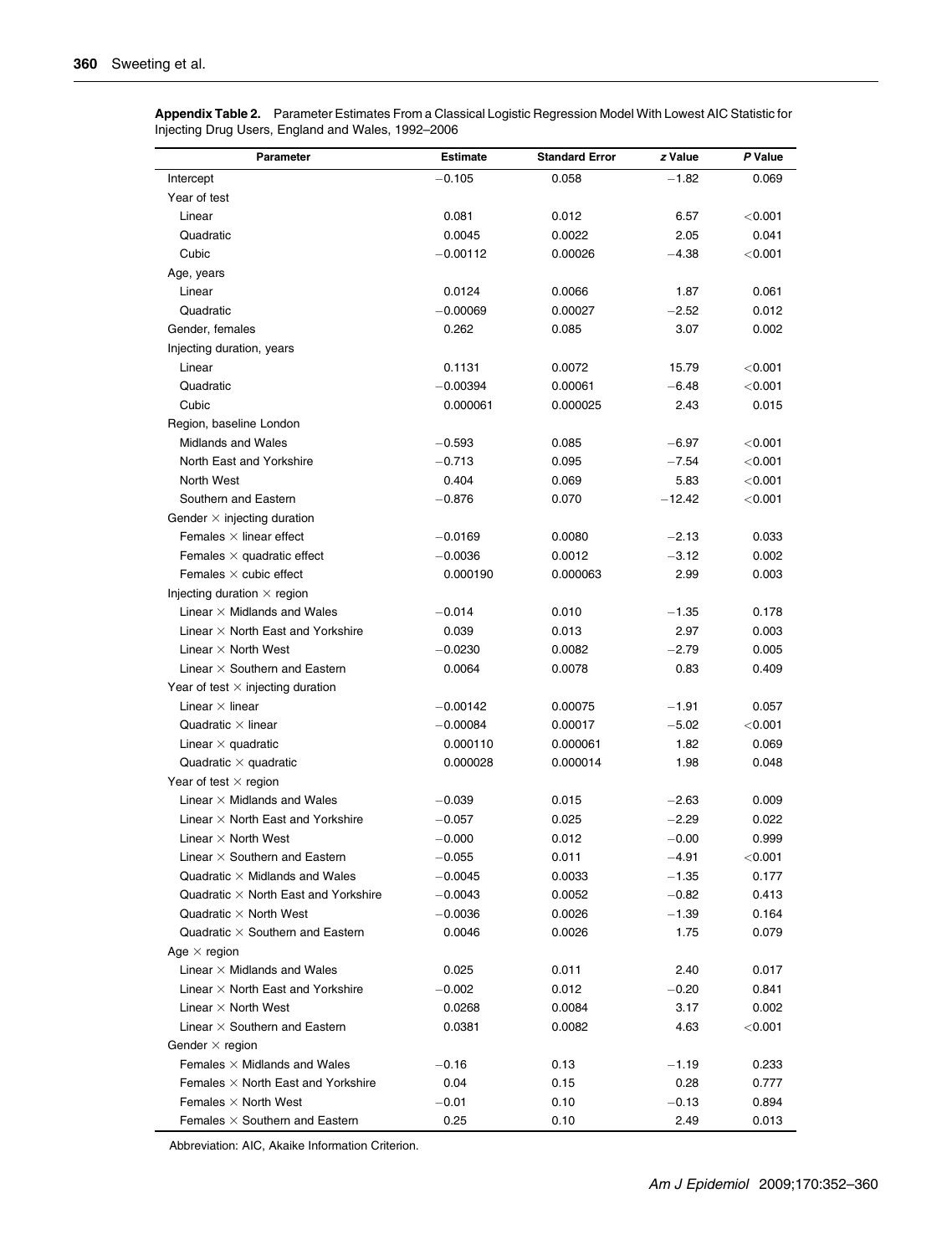**Appendix Table 2.** Parameter Estimates From a Classical Logistic Regression Model With Lowest AIC Statistic for Injecting Drug Users, England and Wales, 1992–2006

| Parameter | Estimate | Standard Error | *z* Value | *P* Value |
|---|---|---|---|---|
| Intercept | −0.105 | 0.058 | −1.82 | 0.069 |
| Year of test | | | | |
| Linear | 0.081 | 0.012 | 6.57 | <0.001 |
| Quadratic | 0.0045 | 0.0022 | 2.05 | 0.041 |
| Cubic | −0.00112 | 0.00026 | −4.38 | <0.001 |
| Age, years | | | | |
| Linear | 0.0124 | 0.0066 | 1.87 | 0.061 |
| Quadratic | −0.00069 | 0.00027 | −2.52 | 0.012 |
| Gender, females | 0.262 | 0.085 | 3.07 | 0.002 |
| Injecting duration, years | | | | |
| Linear | 0.1131 | 0.0072 | 15.79 | <0.001 |
| Quadratic | −0.00394 | 0.00061 | −6.48 | <0.001 |
| Cubic | 0.000061 | 0.000025 | 2.43 | 0.015 |
| Region, baseline London | | | | |
| Midlands and Wales | −0.593 | 0.085 | −6.97 | <0.001 |
| North East and Yorkshire | −0.713 | 0.095 | −7.54 | <0.001 |
| North West | 0.404 | 0.069 | 5.83 | <0.001 |
| Southern and Eastern | −0.876 | 0.070 | −12.42 | <0.001 |
| Gender × injecting duration | | | | |
| Females × linear effect | −0.0169 | 0.0080 | −2.13 | 0.033 |
| Females × quadratic effect | −0.0036 | 0.0012 | −3.12 | 0.002 |
| Females × cubic effect | 0.000190 | 0.000063 | 2.99 | 0.003 |
| Injecting duration × region | | | | |
| Linear × Midlands and Wales | −0.014 | 0.010 | −1.35 | 0.178 |
| Linear × North East and Yorkshire | 0.039 | 0.013 | 2.97 | 0.003 |
| Linear × North West | −0.0230 | 0.0082 | −2.79 | 0.005 |
| Linear × Southern and Eastern | 0.0064 | 0.0078 | 0.83 | 0.409 |
| Year of test × injecting duration | | | | |
| Linear × linear | −0.00142 | 0.00075 | −1.91 | 0.057 |
| Quadratic × linear | −0.00084 | 0.00017 | −5.02 | <0.001 |
| Linear × quadratic | 0.000110 | 0.000061 | 1.82 | 0.069 |
| Quadratic × quadratic | 0.000028 | 0.000014 | 1.98 | 0.048 |
| Year of test × region | | | | |
| Linear × Midlands and Wales | −0.039 | 0.015 | −2.63 | 0.009 |
| Linear × North East and Yorkshire | −0.057 | 0.025 | −2.29 | 0.022 |
| Linear × North West | −0.000 | 0.012 | −0.00 | 0.999 |
| Linear × Southern and Eastern | −0.055 | 0.011 | −4.91 | <0.001 |
| Quadratic × Midlands and Wales | −0.0045 | 0.0033 | −1.35 | 0.177 |
| Quadratic × North East and Yorkshire | −0.0043 | 0.0052 | −0.82 | 0.413 |
| Quadratic × North West | −0.0036 | 0.0026 | −1.39 | 0.164 |
| Quadratic × Southern and Eastern | 0.0046 | 0.0026 | 1.75 | 0.079 |
| Age × region | | | | |
| Linear × Midlands and Wales | 0.025 | 0.011 | 2.40 | 0.017 |
| Linear × North East and Yorkshire | −0.002 | 0.012 | −0.20 | 0.841 |
| Linear × North West | 0.0268 | 0.0084 | 3.17 | 0.002 |
| Linear × Southern and Eastern | 0.0381 | 0.0082 | 4.63 | <0.001 |
| Gender × region | | | | |
| Females × Midlands and Wales | −0.16 | 0.13 | −1.19 | 0.233 |
| Females × North East and Yorkshire | 0.04 | 0.15 | 0.28 | 0.777 |
| Females × North West | −0.01 | 0.10 | −0.13 | 0.894 |
| Females × Southern and Eastern | 0.25 | 0.10 | 2.49 | 0.013 |

Abbreviation: AIC, Akaike Information Criterion.